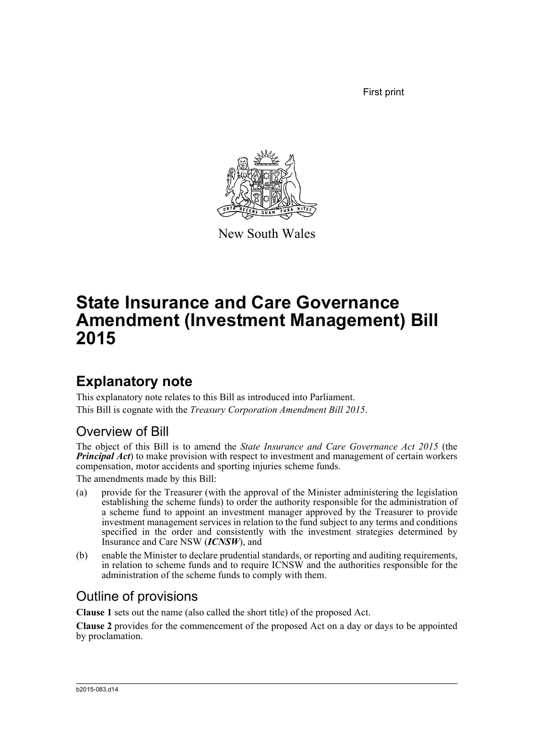First print

New South Wales

# State Insurance and Care Governance Amendment (Investment Management) Bill 2015

## Explanatory note

This explanatory note relates to this Bill as introduced into Parliament.

This Bill is cognate with the *Treasury Corporation Amendment Bill 2015*.

### Overview of Bill

The object of this Bill is to amend the *State Insurance and Care Governance Act 2015* (the ***Principal Act***) to make provision with respect to investment and management of certain workers compensation, motor accidents and sporting injuries scheme funds.

The amendments made by this Bill:

(a) provide for the Treasurer (with the approval of the Minister administering the legislation establishing the scheme funds) to order the authority responsible for the administration of a scheme fund to appoint an investment manager approved by the Treasurer to provide investment management services in relation to the fund subject to any terms and conditions specified in the order and consistently with the investment strategies determined by Insurance and Care NSW (***ICNSW***), and

(b) enable the Minister to declare prudential standards, or reporting and auditing requirements, in relation to scheme funds and to require ICNSW and the authorities responsible for the administration of the scheme funds to comply with them.

### Outline of provisions

**Clause 1** sets out the name (also called the short title) of the proposed Act.

**Clause 2** provides for the commencement of the proposed Act on a day or days to be appointed by proclamation.

b2015-083.d14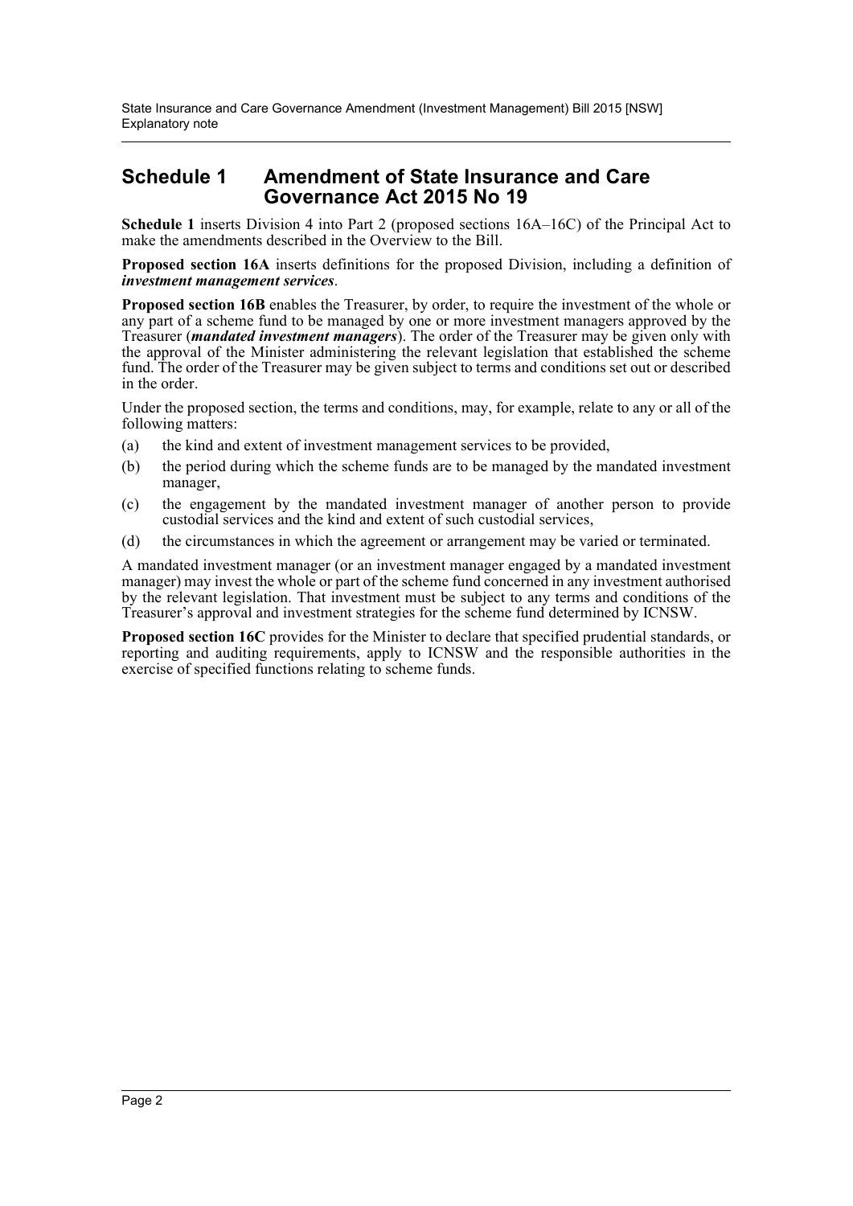## Schedule 1 Amendment of State Insurance and Care Governance Act 2015 No 19

**Schedule 1** inserts Division 4 into Part 2 (proposed sections 16A–16C) of the Principal Act to make the amendments described in the Overview to the Bill.

**Proposed section 16A** inserts definitions for the proposed Division, including a definition of ***investment management services***.

**Proposed section 16B** enables the Treasurer, by order, to require the investment of the whole or any part of a scheme fund to be managed by one or more investment managers approved by the Treasurer (***mandated investment managers***). The order of the Treasurer may be given only with the approval of the Minister administering the relevant legislation that established the scheme fund. The order of the Treasurer may be given subject to terms and conditions set out or described in the order.

Under the proposed section, the terms and conditions, may, for example, relate to any or all of the following matters:

(a) the kind and extent of investment management services to be provided,

(b) the period during which the scheme funds are to be managed by the mandated investment manager,

(c) the engagement by the mandated investment manager of another person to provide custodial services and the kind and extent of such custodial services,

(d) the circumstances in which the agreement or arrangement may be varied or terminated.

A mandated investment manager (or an investment manager engaged by a mandated investment manager) may invest the whole or part of the scheme fund concerned in any investment authorised by the relevant legislation. That investment must be subject to any terms and conditions of the Treasurer's approval and investment strategies for the scheme fund determined by ICNSW.

**Proposed section 16C** provides for the Minister to declare that specified prudential standards, or reporting and auditing requirements, apply to ICNSW and the responsible authorities in the exercise of specified functions relating to scheme funds.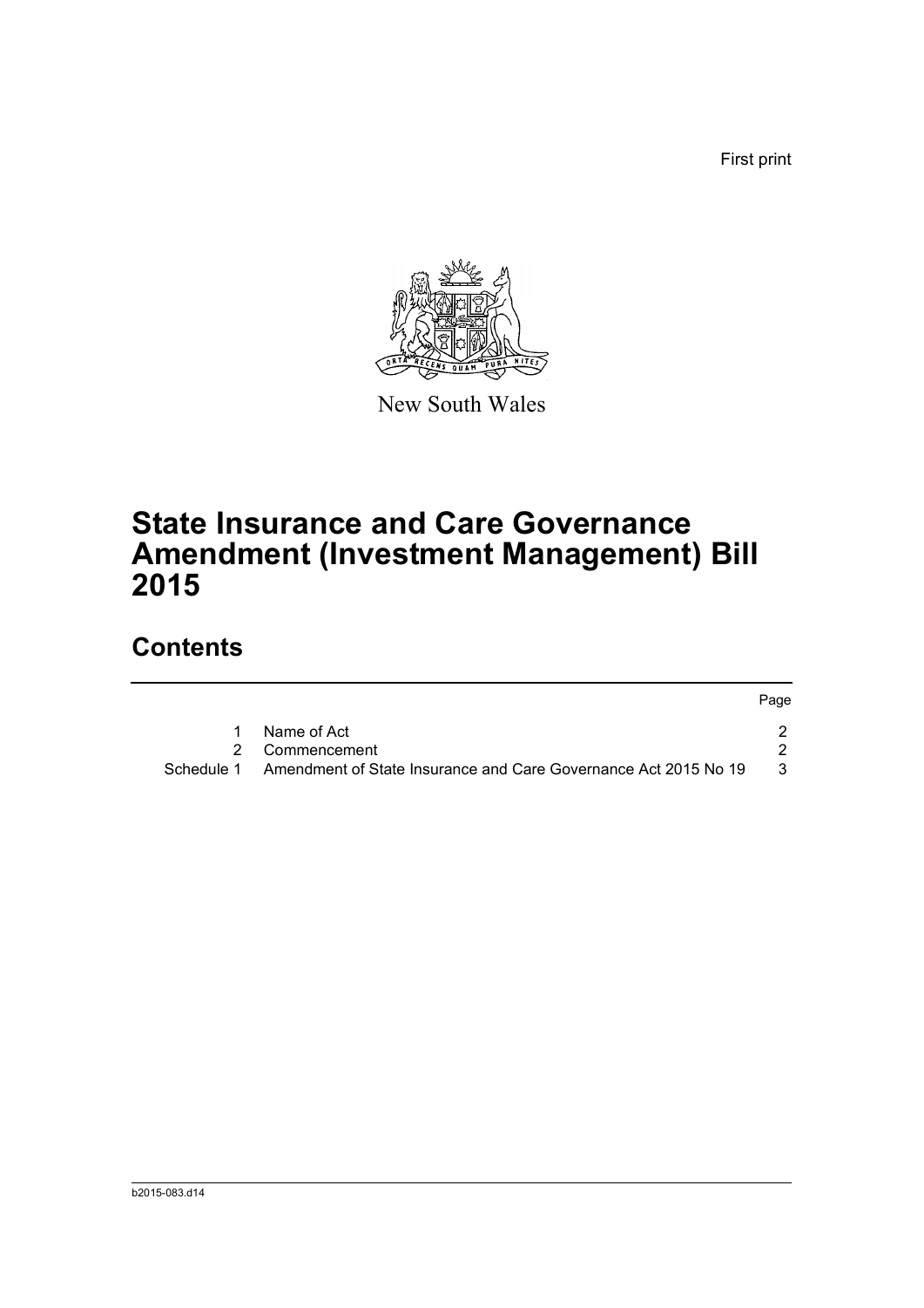First print

New South Wales

# State Insurance and Care Governance Amendment (Investment Management) Bill 2015

## Contents

| | | Page |
|---|---|---|
| 1 | Name of Act | 2 |
| 2 | Commencement | 2 |
| Schedule 1 | Amendment of State Insurance and Care Governance Act 2015 No 19 | 3 |

b2015-083.d14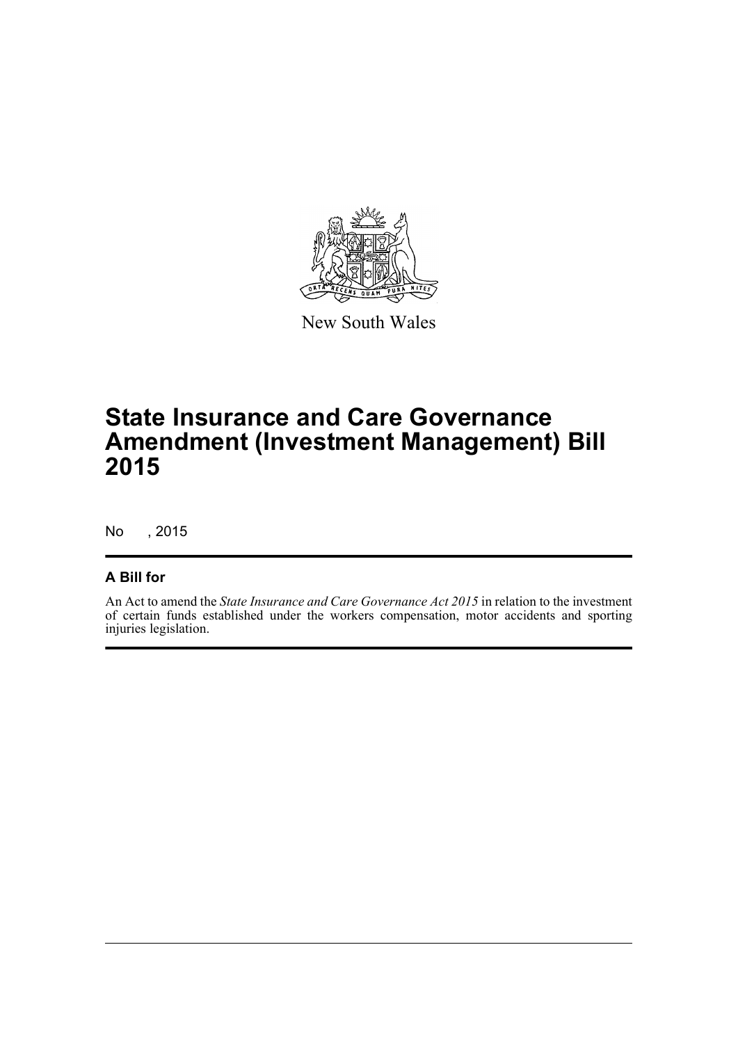New South Wales

# State Insurance and Care Governance Amendment (Investment Management) Bill 2015

No , 2015

## A Bill for

An Act to amend the *State Insurance and Care Governance Act 2015* in relation to the investment of certain funds established under the workers compensation, motor accidents and sporting injuries legislation.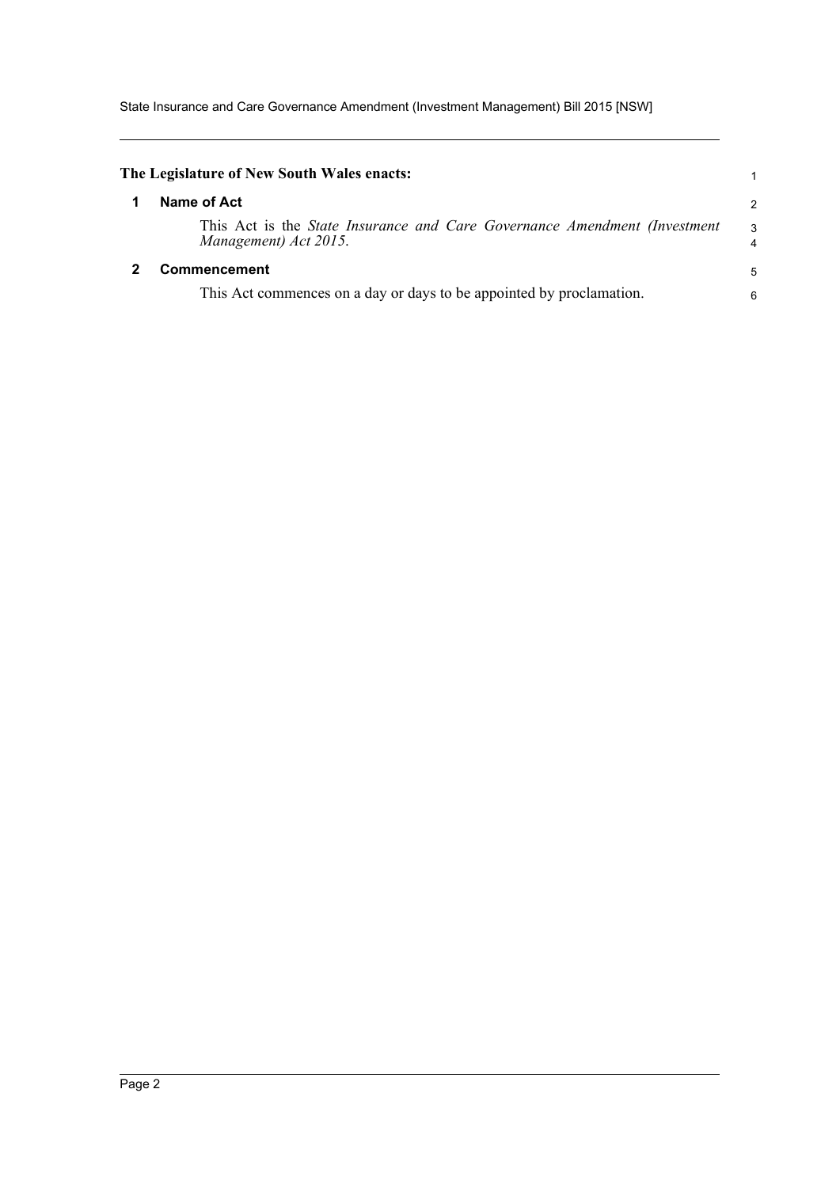**The Legislature of New South Wales enacts:**

## 1 Name of Act

This Act is the *State Insurance and Care Governance Amendment (Investment Management) Act 2015*.

## 2 Commencement

This Act commences on a day or days to be appointed by proclamation.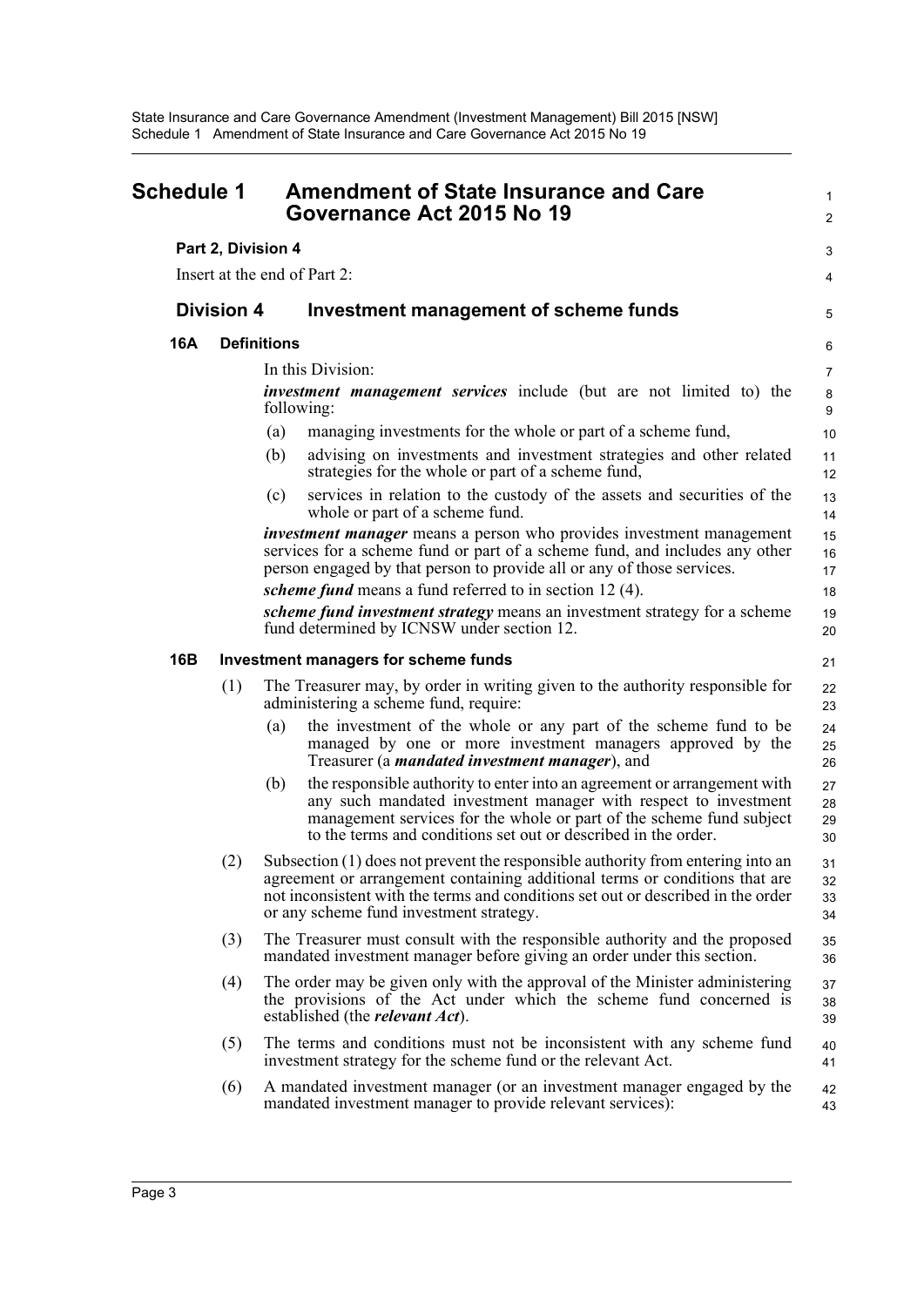# Schedule 1 Amendment of State Insurance and Care Governance Act 2015 No 19

### Part 2, Division 4

Insert at the end of Part 2:

## Division 4 Investment management of scheme funds

### 16A Definitions

In this Division:

***investment management services*** include (but are not limited to) the following:

(a) managing investments for the whole or part of a scheme fund,

(b) advising on investments and investment strategies and other related strategies for the whole or part of a scheme fund,

(c) services in relation to the custody of the assets and securities of the whole or part of a scheme fund.

***investment manager*** means a person who provides investment management services for a scheme fund or part of a scheme fund, and includes any other person engaged by that person to provide all or any of those services.

***scheme fund*** means a fund referred to in section 12 (4).

***scheme fund investment strategy*** means an investment strategy for a scheme fund determined by ICNSW under section 12.

### 16B Investment managers for scheme funds

(1) The Treasurer may, by order in writing given to the authority responsible for administering a scheme fund, require:

(a) the investment of the whole or any part of the scheme fund to be managed by one or more investment managers approved by the Treasurer (a ***mandated investment manager***), and

(b) the responsible authority to enter into an agreement or arrangement with any such mandated investment manager with respect to investment management services for the whole or part of the scheme fund subject to the terms and conditions set out or described in the order.

(2) Subsection (1) does not prevent the responsible authority from entering into an agreement or arrangement containing additional terms or conditions that are not inconsistent with the terms and conditions set out or described in the order or any scheme fund investment strategy.

(3) The Treasurer must consult with the responsible authority and the proposed mandated investment manager before giving an order under this section.

(4) The order may be given only with the approval of the Minister administering the provisions of the Act under which the scheme fund concerned is established (the ***relevant Act***).

(5) The terms and conditions must not be inconsistent with any scheme fund investment strategy for the scheme fund or the relevant Act.

(6) A mandated investment manager (or an investment manager engaged by the mandated investment manager to provide relevant services):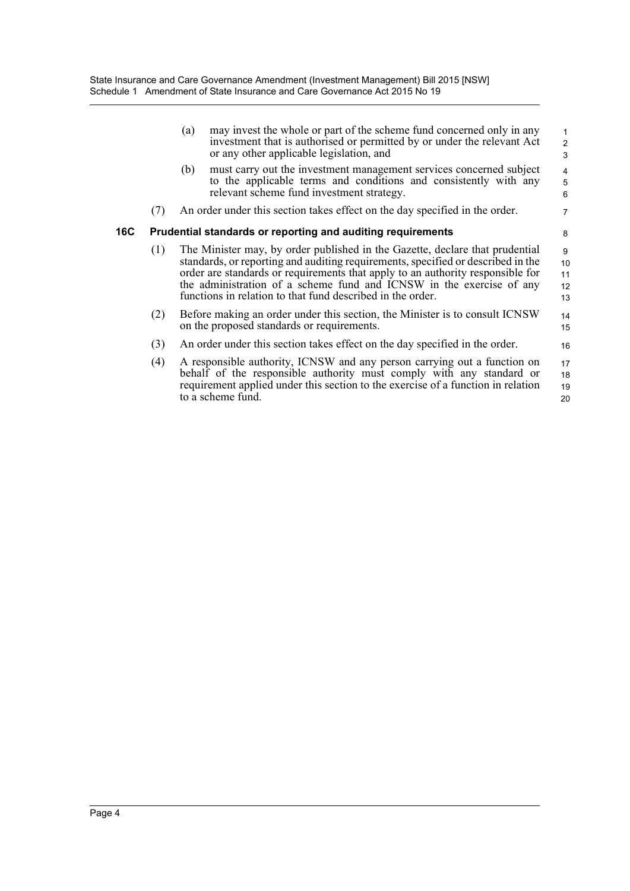(a) may invest the whole or part of the scheme fund concerned only in any investment that is authorised or permitted by or under the relevant Act or any other applicable legislation, and

(b) must carry out the investment management services concerned subject to the applicable terms and conditions and consistently with any relevant scheme fund investment strategy.

(7) An order under this section takes effect on the day specified in the order.

**16C Prudential standards or reporting and auditing requirements**

(1) The Minister may, by order published in the Gazette, declare that prudential standards, or reporting and auditing requirements, specified or described in the order are standards or requirements that apply to an authority responsible for the administration of a scheme fund and ICNSW in the exercise of any functions in relation to that fund described in the order.

(2) Before making an order under this section, the Minister is to consult ICNSW on the proposed standards or requirements.

(3) An order under this section takes effect on the day specified in the order.

(4) A responsible authority, ICNSW and any person carrying out a function on behalf of the responsible authority must comply with any standard or requirement applied under this section to the exercise of a function in relation to a scheme fund.